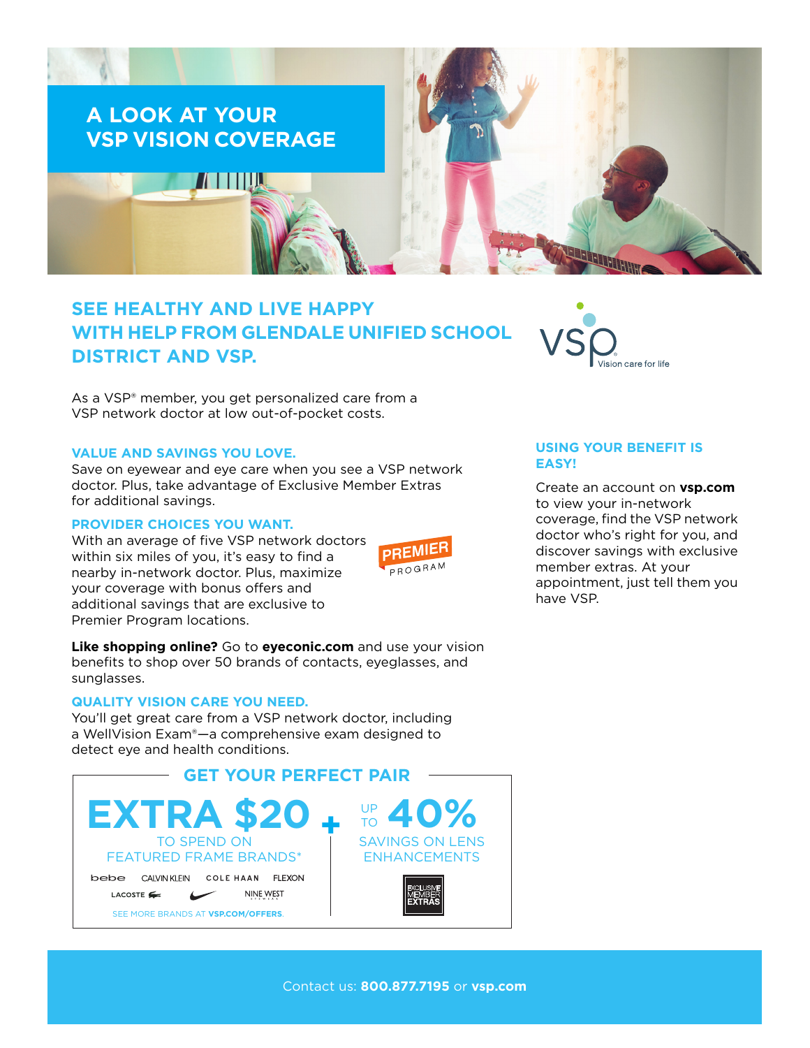# A LOOK AT YOUR VSP VISION COVERAGE

## SEE HEALTHY AND LIVE HAPPY WITH HELP FROM GLENDALE UNIFIED SCHOOL DISTRICT AND VSP.

VSP Vision care for life

As a VSP® member, you get personalized care from a VSP network doctor at low out-of-pocket costs.

### VALUE AND SAVINGS YOU LOVE.

Save on eyewear and eye care when you see a VSP network doctor. Plus, take advantage of Exclusive Member Extras for additional savings.

### PROVIDER CHOICES YOU WANT.

With an average of five VSP network doctors within six miles of you, it's easy to find a nearby in-network doctor. Plus, maximize your coverage with bonus offers and additional savings that are exclusive to Premier Program locations.

PREMIER PROGRAM

**Like shopping online?** Go to **eyeconic.com** and use your vision benefits to shop over 50 brands of contacts, eyeglasses, and sunglasses.

### QUALITY VISION CARE YOU NEED.

You'll get great care from a VSP network doctor, including a WellVision Exam®—a comprehensive exam designed to detect eye and health conditions.

### USING YOUR BENEFIT IS EASY!

Create an account on **vsp.com** to view your in-network coverage, find the VSP network doctor who's right for you, and discover savings with exclusive member extras. At your appointment, just tell them you have VSP.

## GET YOUR PERFECT PAIR

**EXTRA $20** TO SPEND ON FEATURED FRAME BRANDS*

bebe, CALVIN KLEIN, COLE HAAN, FLEXON, LACOSTE, NIKE, NINE WEST

SEE MORE BRANDS AT **VSP.COM/OFFERS**.

**+**

UP TO **40%** SAVINGS ON LENS ENHANCEMENTS

EXCLUSIVE MEMBER EXTRAS

Contact us: **800.877.7195** or **vsp.com**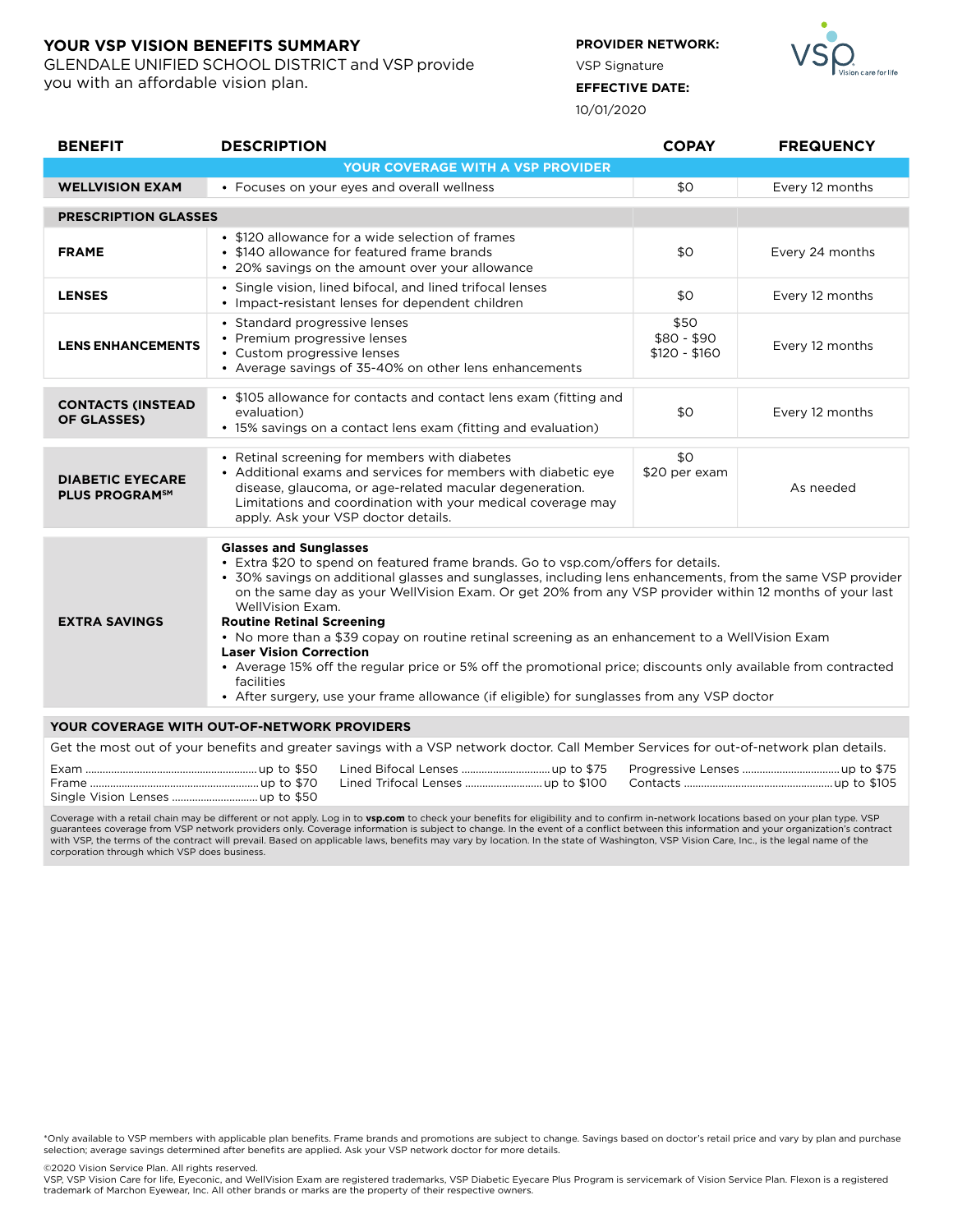# YOUR VSP VISION BENEFITS SUMMARY

GLENDALE UNIFIED SCHOOL DISTRICT and VSP provide you with an affordable vision plan.

**PROVIDER NETWORK:**
VSP Signature

**EFFECTIVE DATE:**
10/01/2020

| BENEFIT | DESCRIPTION | COPAY | FREQUENCY |
|---|---|---|---|
| | **YOUR COVERAGE WITH A VSP PROVIDER** | | |
| **WELLVISION EXAM** | • Focuses on your eyes and overall wellness | $0 | Every 12 months |
| **PRESCRIPTION GLASSES** | | | |
| **FRAME** | • $120 allowance for a wide selection of frames<br>• $140 allowance for featured frame brands<br>• 20% savings on the amount over your allowance | $0 | Every 24 months |
| **LENSES** | • Single vision, lined bifocal, and lined trifocal lenses<br>• Impact-resistant lenses for dependent children | $0 | Every 12 months |
| **LENS ENHANCEMENTS** | • Standard progressive lenses<br>• Premium progressive lenses<br>• Custom progressive lenses<br>• Average savings of 35-40% on other lens enhancements | $50<br>$80 - $90<br>$120 - $160 | Every 12 months |
| **CONTACTS (INSTEAD OF GLASSES)** | • $105 allowance for contacts and contact lens exam (fitting and evaluation)<br>• 15% savings on a contact lens exam (fitting and evaluation) | $0 | Every 12 months |
| **DIABETIC EYECARE PLUS PROGRAM℠** | • Retinal screening for members with diabetes<br>• Additional exams and services for members with diabetic eye disease, glaucoma, or age-related macular degeneration. Limitations and coordination with your medical coverage may apply. Ask your VSP doctor details. | $0<br>$20 per exam | As needed |
| **EXTRA SAVINGS** | **Glasses and Sunglasses**<br>• Extra $20 to spend on featured frame brands. Go to vsp.com/offers for details.<br>• 30% savings on additional glasses and sunglasses, including lens enhancements, from the same VSP provider on the same day as your WellVision Exam. Or get 20% from any VSP provider within 12 months of your last WellVision Exam.<br>**Routine Retinal Screening**<br>• No more than a $39 copay on routine retinal screening as an enhancement to a WellVision Exam<br>**Laser Vision Correction**<br>• Average 15% off the regular price or 5% off the promotional price; discounts only available from contracted facilities<br>• After surgery, use your frame allowance (if eligible) for sunglasses from any VSP doctor | | |

## YOUR COVERAGE WITH OUT-OF-NETWORK PROVIDERS

Get the most out of your benefits and greater savings with a VSP network doctor. Call Member Services for out-of-network plan details.

| | | |
|---|---|---|
| Exam ........ up to $50 | Lined Bifocal Lenses ........ up to $75 | Progressive Lenses ........ up to $75 |
| Frame ........ up to $70 | Lined Trifocal Lenses ........ up to $100 | Contacts ........ up to $105 |
| Single Vision Lenses ........ up to $50 | | |

Coverage with a retail chain may be different or not apply. Log in to **vsp.com** to check your benefits for eligibility and to confirm in-network locations based on your plan type. VSP guarantees coverage from VSP network providers only. Coverage information is subject to change. In the event of a conflict between this information and your organization's contract with VSP, the terms of the contract will prevail. Based on applicable laws, benefits may vary by location. In the state of Washington, VSP Vision Care, Inc., is the legal name of the corporation through which VSP does business.

*Only available to VSP members with applicable plan benefits. Frame brands and promotions are subject to change. Savings based on doctor's retail price and vary by plan and purchase selection; average savings determined after benefits are applied. Ask your VSP network doctor for more details.

©2020 Vision Service Plan. All rights reserved.
VSP, VSP Vision Care for life, Eyeconic, and WellVision Exam are registered trademarks, VSP Diabetic Eyecare Plus Program is servicemark of Vision Service Plan. Flexon is a registered trademark of Marchon Eyewear, Inc. All other brands or marks are the property of their respective owners.